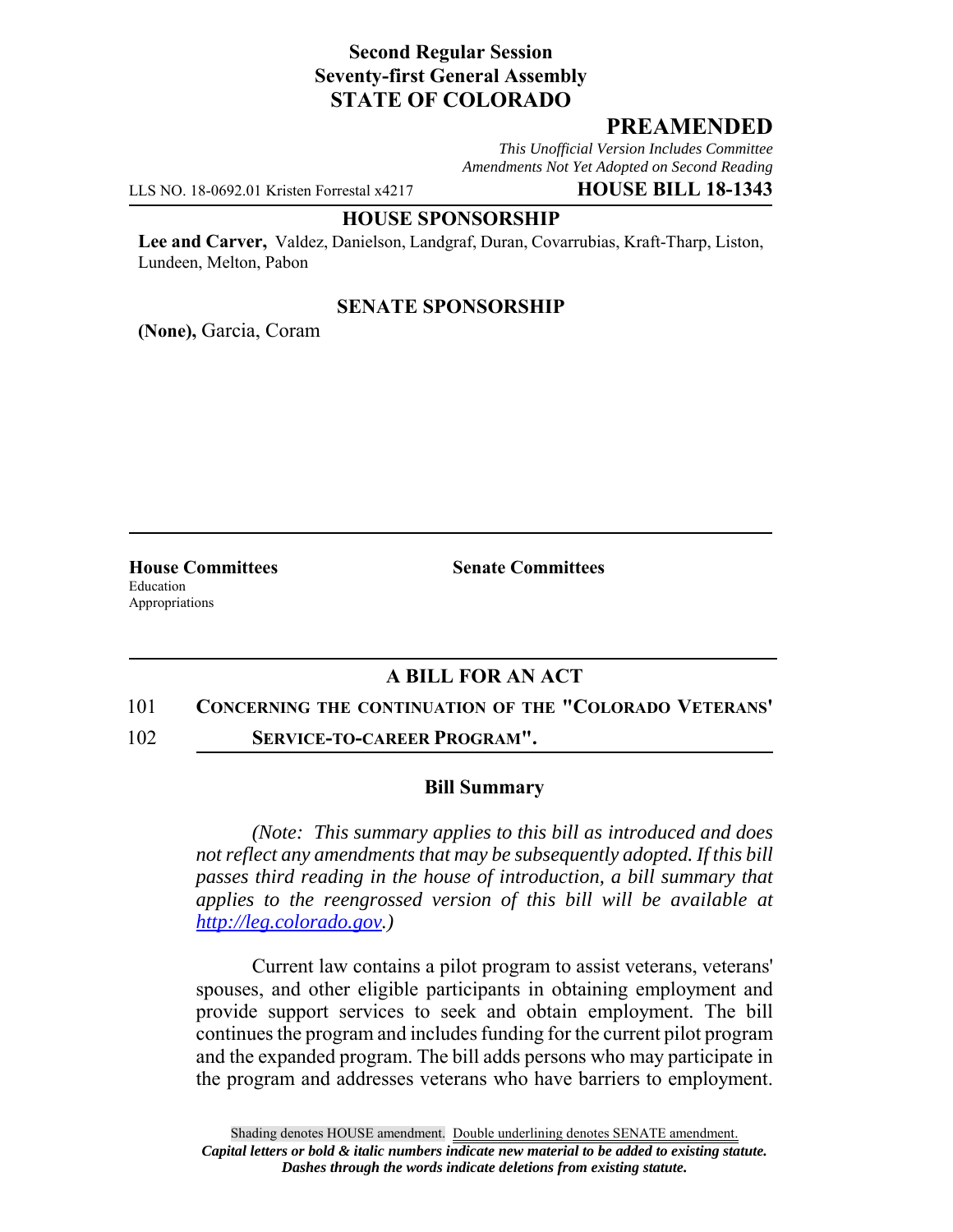**Second Regular Session**
**Seventy-first General Assembly**
**STATE OF COLORADO**

## PREAMENDED

*This Unofficial Version Includes Committee Amendments Not Yet Adopted on Second Reading*

LLS NO. 18-0692.01 Kristen Forrestal x4217 **HOUSE BILL 18-1343**

**HOUSE SPONSORSHIP**

**Lee and Carver,** Valdez, Danielson, Landgraf, Duran, Covarrubias, Kraft-Tharp, Liston, Lundeen, Melton, Pabon

**SENATE SPONSORSHIP**

**(None),** Garcia, Coram

**House Committees**
Education
Appropriations

**Senate Committees**

## A BILL FOR AN ACT

101 **CONCERNING THE CONTINUATION OF THE "COLORADO VETERANS'**
102 **SERVICE-TO-CAREER PROGRAM".**

### Bill Summary

*(Note: This summary applies to this bill as introduced and does not reflect any amendments that may be subsequently adopted. If this bill passes third reading in the house of introduction, a bill summary that applies to the reengrossed version of this bill will be available at http://leg.colorado.gov.)*

Current law contains a pilot program to assist veterans, veterans' spouses, and other eligible participants in obtaining employment and provide support services to seek and obtain employment. The bill continues the program and includes funding for the current pilot program and the expanded program. The bill adds persons who may participate in the program and addresses veterans who have barriers to employment.

Shading denotes HOUSE amendment. Double underlining denotes SENATE amendment.
*Capital letters or bold & italic numbers indicate new material to be added to existing statute.*
*Dashes through the words indicate deletions from existing statute.*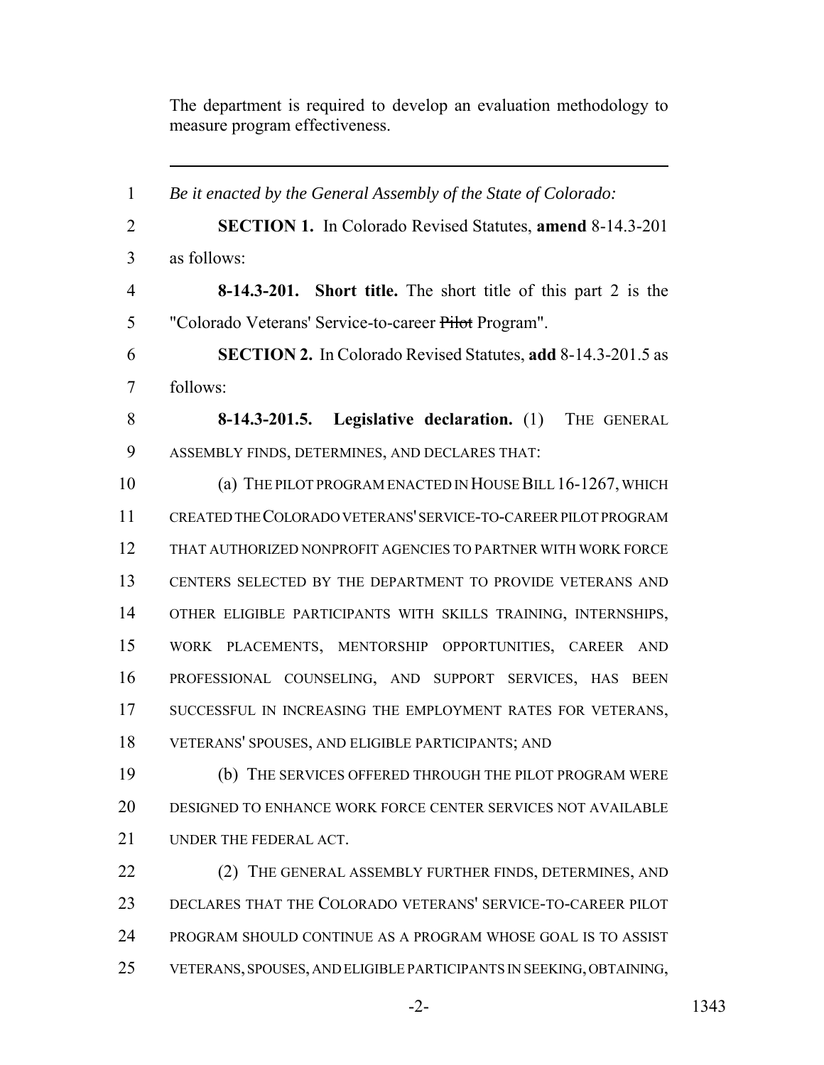The department is required to develop an evaluation methodology to measure program effectiveness.

---

*Be it enacted by the General Assembly of the State of Colorado:*

**SECTION 1.** In Colorado Revised Statutes, **amend** 8-14.3-201 as follows:

**8-14.3-201. Short title.** The short title of this part 2 is the "Colorado Veterans' Service-to-career ~~Pilot~~ Program".

**SECTION 2.** In Colorado Revised Statutes, **add** 8-14.3-201.5 as follows:

**8-14.3-201.5. Legislative declaration.** (1) THE GENERAL ASSEMBLY FINDS, DETERMINES, AND DECLARES THAT:

(a) THE PILOT PROGRAM ENACTED IN HOUSE BILL 16-1267, WHICH CREATED THE COLORADO VETERANS' SERVICE-TO-CAREER PILOT PROGRAM THAT AUTHORIZED NONPROFIT AGENCIES TO PARTNER WITH WORK FORCE CENTERS SELECTED BY THE DEPARTMENT TO PROVIDE VETERANS AND OTHER ELIGIBLE PARTICIPANTS WITH SKILLS TRAINING, INTERNSHIPS, WORK PLACEMENTS, MENTORSHIP OPPORTUNITIES, CAREER AND PROFESSIONAL COUNSELING, AND SUPPORT SERVICES, HAS BEEN SUCCESSFUL IN INCREASING THE EMPLOYMENT RATES FOR VETERANS, VETERANS' SPOUSES, AND ELIGIBLE PARTICIPANTS; AND

(b) THE SERVICES OFFERED THROUGH THE PILOT PROGRAM WERE DESIGNED TO ENHANCE WORK FORCE CENTER SERVICES NOT AVAILABLE UNDER THE FEDERAL ACT.

(2) THE GENERAL ASSEMBLY FURTHER FINDS, DETERMINES, AND DECLARES THAT THE COLORADO VETERANS' SERVICE-TO-CAREER PILOT PROGRAM SHOULD CONTINUE AS A PROGRAM WHOSE GOAL IS TO ASSIST VETERANS, SPOUSES, AND ELIGIBLE PARTICIPANTS IN SEEKING, OBTAINING,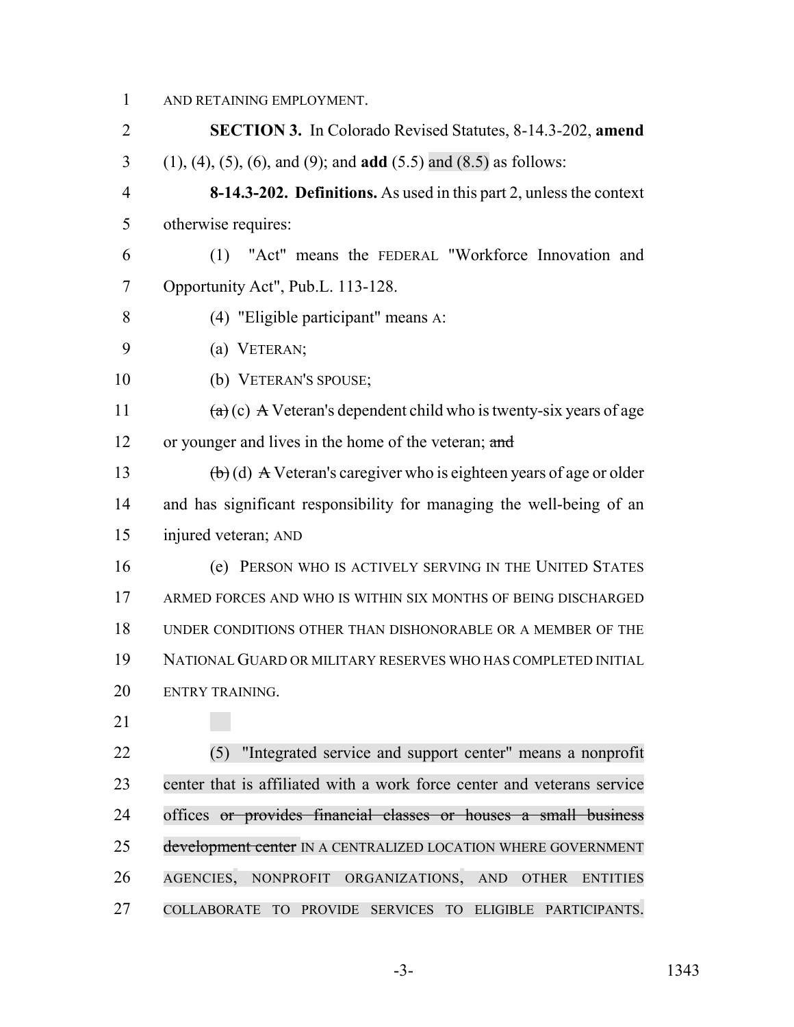AND RETAINING EMPLOYMENT.

**SECTION 3.** In Colorado Revised Statutes, 8-14.3-202, **amend** (1), (4), (5), (6), and (9); and **add** (5.5) and (8.5) as follows:

**8-14.3-202. Definitions.** As used in this part 2, unless the context otherwise requires:

(1) "Act" means the FEDERAL "Workforce Innovation and Opportunity Act", Pub.L. 113-128.

(4) "Eligible participant" means A:

(a) VETERAN;

(b) VETERAN'S SPOUSE;

~~(a)~~ (c) ~~A~~ Veteran's dependent child who is twenty-six years of age or younger and lives in the home of the veteran; ~~and~~

~~(b)~~ (d) ~~A~~ Veteran's caregiver who is eighteen years of age or older and has significant responsibility for managing the well-being of an injured veteran; AND

(e) PERSON WHO IS ACTIVELY SERVING IN THE UNITED STATES ARMED FORCES AND WHO IS WITHIN SIX MONTHS OF BEING DISCHARGED UNDER CONDITIONS OTHER THAN DISHONORABLE OR A MEMBER OF THE NATIONAL GUARD OR MILITARY RESERVES WHO HAS COMPLETED INITIAL ENTRY TRAINING.

(5) "Integrated service and support center" means a nonprofit center that is affiliated with a work force center and veterans service offices ~~or provides financial classes or houses a small business development center~~ IN A CENTRALIZED LOCATION WHERE GOVERNMENT AGENCIES, NONPROFIT ORGANIZATIONS, AND OTHER ENTITIES COLLABORATE TO PROVIDE SERVICES TO ELIGIBLE PARTICIPANTS.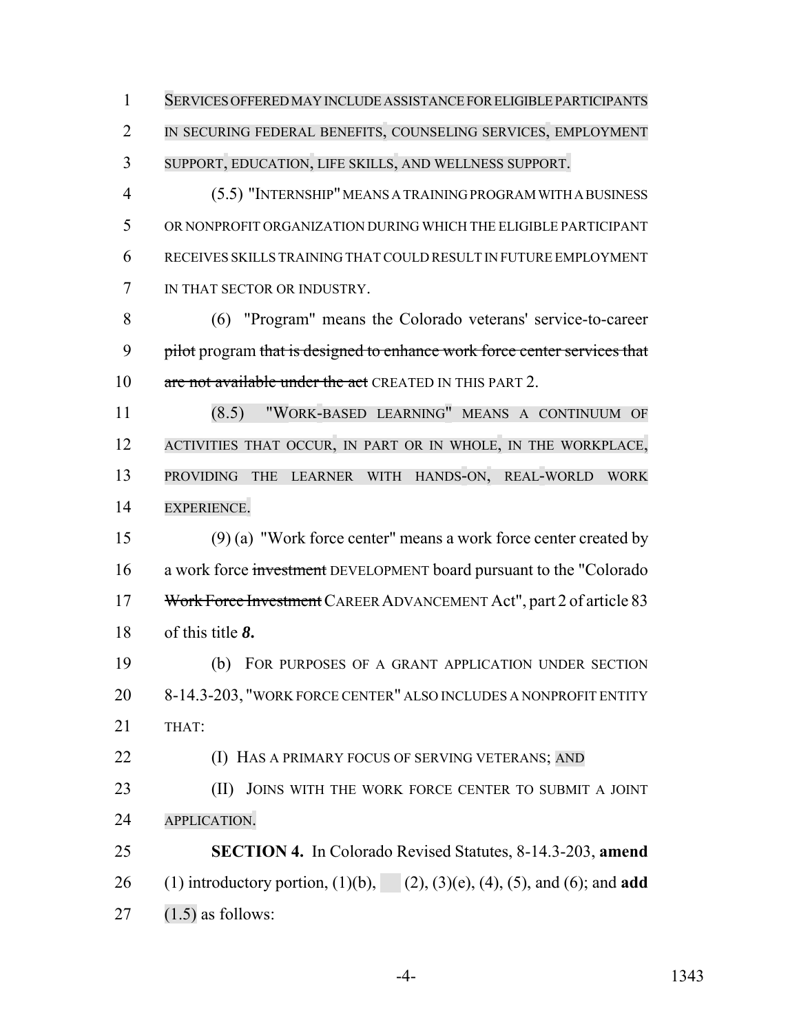SERVICES OFFERED MAY INCLUDE ASSISTANCE FOR ELIGIBLE PARTICIPANTS IN SECURING FEDERAL BENEFITS, COUNSELING SERVICES, EMPLOYMENT SUPPORT, EDUCATION, LIFE SKILLS, AND WELLNESS SUPPORT.

(5.5) "INTERNSHIP" MEANS A TRAINING PROGRAM WITH A BUSINESS OR NONPROFIT ORGANIZATION DURING WHICH THE ELIGIBLE PARTICIPANT RECEIVES SKILLS TRAINING THAT COULD RESULT IN FUTURE EMPLOYMENT IN THAT SECTOR OR INDUSTRY.

(6) "Program" means the Colorado veterans' service-to-career ~~pilot~~ program ~~that is designed to enhance work force center services that are not available under the act~~ CREATED IN THIS PART 2.

(8.5) "WORK-BASED LEARNING" MEANS A CONTINUUM OF ACTIVITIES THAT OCCUR, IN PART OR IN WHOLE, IN THE WORKPLACE, PROVIDING THE LEARNER WITH HANDS-ON, REAL-WORLD WORK EXPERIENCE.

(9) (a) "Work force center" means a work force center created by a work force ~~investment~~ DEVELOPMENT board pursuant to the "Colorado ~~Work Force Investment~~ CAREER ADVANCEMENT Act", part 2 of article 83 of this title ***8.***

(b) FOR PURPOSES OF A GRANT APPLICATION UNDER SECTION 8-14.3-203, "WORK FORCE CENTER" ALSO INCLUDES A NONPROFIT ENTITY THAT:

(I) HAS A PRIMARY FOCUS OF SERVING VETERANS; AND

(II) JOINS WITH THE WORK FORCE CENTER TO SUBMIT A JOINT APPLICATION.

**SECTION 4.** In Colorado Revised Statutes, 8-14.3-203, **amend** (1) introductory portion, (1)(b), (2), (3)(e), (4), (5), and (6); and **add** (1.5) as follows: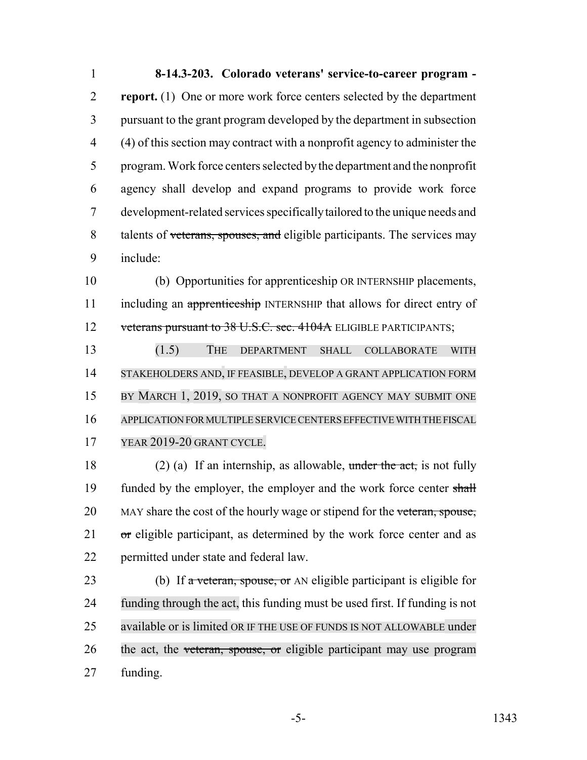**8-14.3-203. Colorado veterans' service-to-career program - report.** (1) One or more work force centers selected by the department pursuant to the grant program developed by the department in subsection (4) of this section may contract with a nonprofit agency to administer the program. Work force centers selected by the department and the nonprofit agency shall develop and expand programs to provide work force development-related services specifically tailored to the unique needs and talents of ~~veterans, spouses, and~~ eligible participants. The services may include:

(b) Opportunities for apprenticeship OR INTERNSHIP placements, including an ~~apprenticeship~~ INTERNSHIP that allows for direct entry of ~~veterans pursuant to 38 U.S.C. sec. 4104A~~ ELIGIBLE PARTICIPANTS;

(1.5) THE DEPARTMENT SHALL COLLABORATE WITH STAKEHOLDERS AND, IF FEASIBLE, DEVELOP A GRANT APPLICATION FORM BY MARCH 1, 2019, SO THAT A NONPROFIT AGENCY MAY SUBMIT ONE APPLICATION FOR MULTIPLE SERVICE CENTERS EFFECTIVE WITH THE FISCAL YEAR 2019-20 GRANT CYCLE.

(2) (a) If an internship, as allowable, ~~under the act,~~ is not fully funded by the employer, the employer and the work force center ~~shall~~ MAY share the cost of the hourly wage or stipend for the ~~veteran, spouse, or~~ eligible participant, as determined by the work force center and as permitted under state and federal law.

(b) If ~~a veteran, spouse, or~~ AN eligible participant is eligible for funding through the act, this funding must be used first. If funding is not available or is limited OR IF THE USE OF FUNDS IS NOT ALLOWABLE under the act, the ~~veteran, spouse, or~~ eligible participant may use program funding.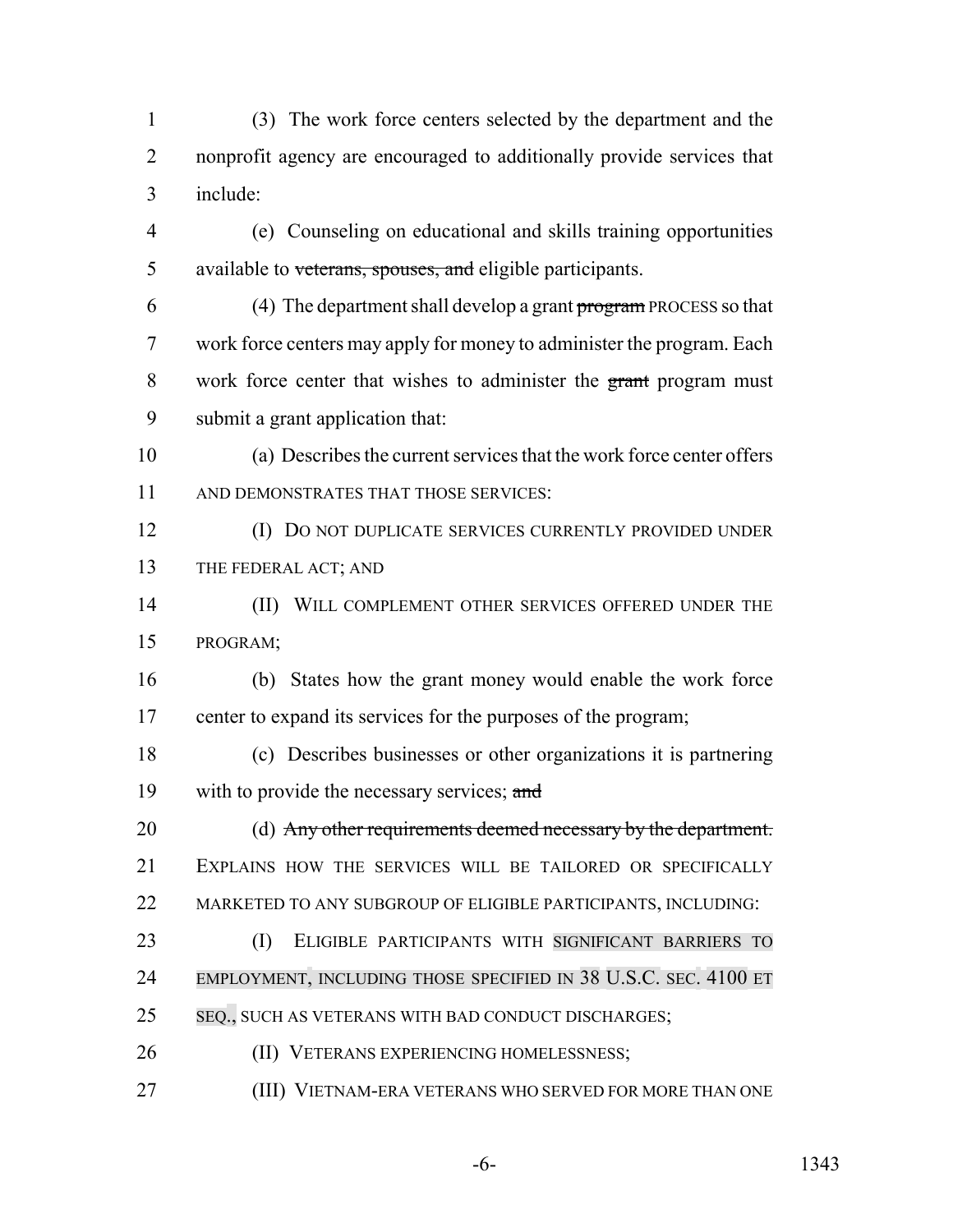(3) The work force centers selected by the department and the nonprofit agency are encouraged to additionally provide services that include:

(e) Counseling on educational and skills training opportunities available to ~~veterans, spouses, and~~ eligible participants.

(4) The department shall develop a grant ~~program~~ PROCESS so that work force centers may apply for money to administer the program. Each work force center that wishes to administer the ~~grant~~ program must submit a grant application that:

(a) Describes the current services that the work force center offers AND DEMONSTRATES THAT THOSE SERVICES:

(I) DO NOT DUPLICATE SERVICES CURRENTLY PROVIDED UNDER THE FEDERAL ACT; AND

(II) WILL COMPLEMENT OTHER SERVICES OFFERED UNDER THE PROGRAM;

(b) States how the grant money would enable the work force center to expand its services for the purposes of the program;

(c) Describes businesses or other organizations it is partnering with to provide the necessary services; ~~and~~

(d) ~~Any other requirements deemed necessary by the department.~~ EXPLAINS HOW THE SERVICES WILL BE TAILORED OR SPECIFICALLY MARKETED TO ANY SUBGROUP OF ELIGIBLE PARTICIPANTS, INCLUDING:

(I) ELIGIBLE PARTICIPANTS WITH SIGNIFICANT BARRIERS TO EMPLOYMENT, INCLUDING THOSE SPECIFIED IN 38 U.S.C. SEC. 4100 ET SEQ., SUCH AS VETERANS WITH BAD CONDUCT DISCHARGES;

(II) VETERANS EXPERIENCING HOMELESSNESS;

(III) VIETNAM-ERA VETERANS WHO SERVED FOR MORE THAN ONE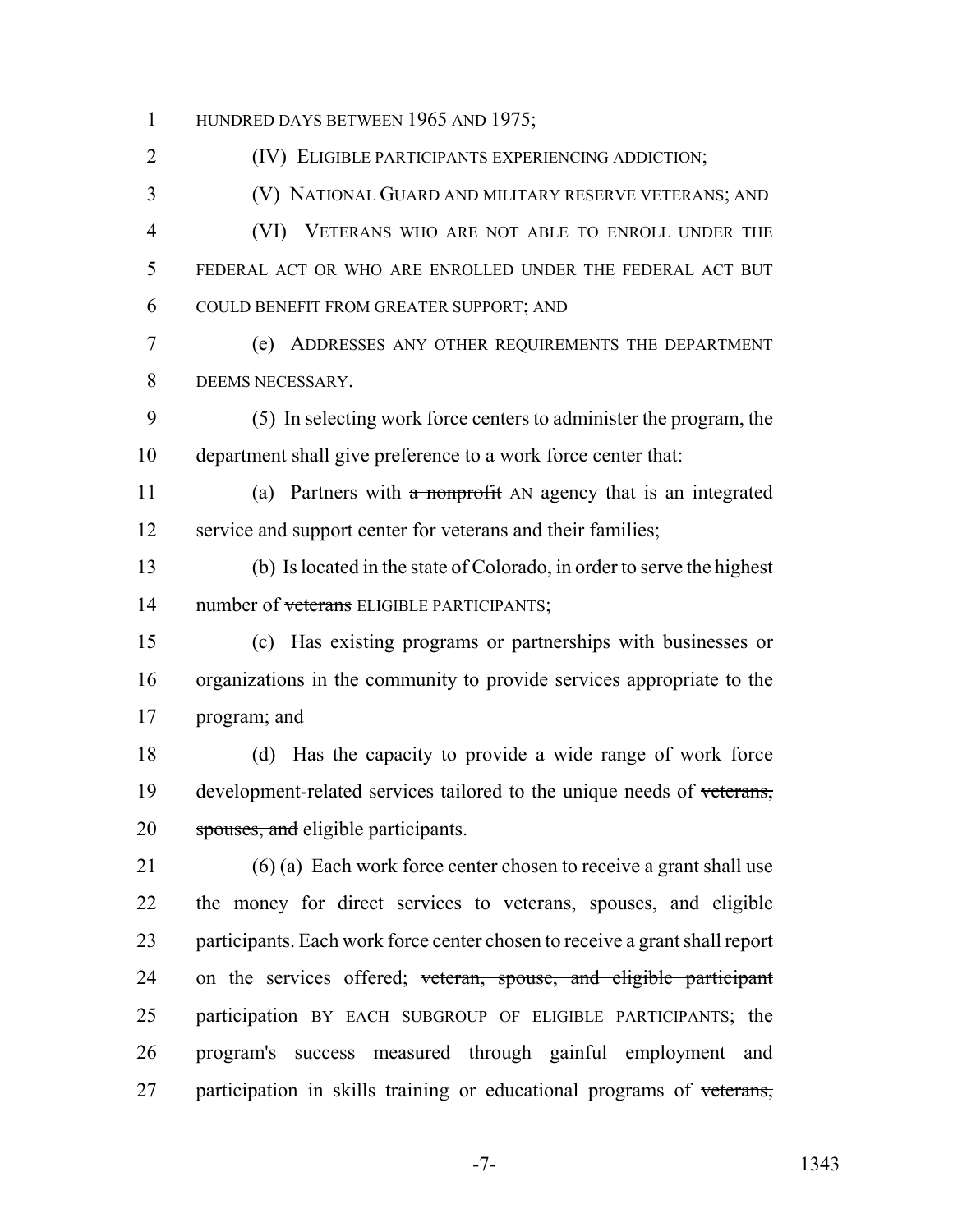HUNDRED DAYS BETWEEN 1965 AND 1975;

(IV) ELIGIBLE PARTICIPANTS EXPERIENCING ADDICTION;

(V) NATIONAL GUARD AND MILITARY RESERVE VETERANS; AND

(VI) VETERANS WHO ARE NOT ABLE TO ENROLL UNDER THE FEDERAL ACT OR WHO ARE ENROLLED UNDER THE FEDERAL ACT BUT COULD BENEFIT FROM GREATER SUPPORT; AND

(e) ADDRESSES ANY OTHER REQUIREMENTS THE DEPARTMENT DEEMS NECESSARY.

(5) In selecting work force centers to administer the program, the department shall give preference to a work force center that:

(a) Partners with ~~a nonprofit~~ AN agency that is an integrated service and support center for veterans and their families;

(b) Is located in the state of Colorado, in order to serve the highest number of ~~veterans~~ ELIGIBLE PARTICIPANTS;

(c) Has existing programs or partnerships with businesses or organizations in the community to provide services appropriate to the program; and

(d) Has the capacity to provide a wide range of work force development-related services tailored to the unique needs of ~~veterans, spouses, and~~ eligible participants.

(6) (a) Each work force center chosen to receive a grant shall use the money for direct services to ~~veterans, spouses, and~~ eligible participants. Each work force center chosen to receive a grant shall report on the services offered; ~~veteran, spouse, and eligible participant~~ participation BY EACH SUBGROUP OF ELIGIBLE PARTICIPANTS; the program's success measured through gainful employment and participation in skills training or educational programs of ~~veterans,~~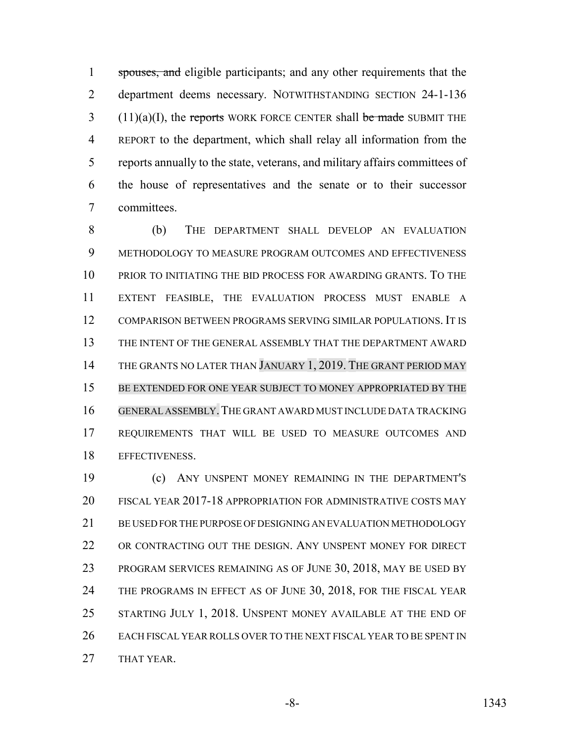~~spouses, and~~ eligible participants; and any other requirements that the department deems necessary. NOTWITHSTANDING SECTION 24-1-136 (11)(a)(I), the ~~reports~~ WORK FORCE CENTER shall ~~be made~~ SUBMIT THE REPORT to the department, which shall relay all information from the reports annually to the state, veterans, and military affairs committees of the house of representatives and the senate or to their successor committees.

(b) THE DEPARTMENT SHALL DEVELOP AN EVALUATION METHODOLOGY TO MEASURE PROGRAM OUTCOMES AND EFFECTIVENESS PRIOR TO INITIATING THE BID PROCESS FOR AWARDING GRANTS. TO THE EXTENT FEASIBLE, THE EVALUATION PROCESS MUST ENABLE A COMPARISON BETWEEN PROGRAMS SERVING SIMILAR POPULATIONS. IT IS THE INTENT OF THE GENERAL ASSEMBLY THAT THE DEPARTMENT AWARD THE GRANTS NO LATER THAN JANUARY 1, 2019. THE GRANT PERIOD MAY BE EXTENDED FOR ONE YEAR SUBJECT TO MONEY APPROPRIATED BY THE GENERAL ASSEMBLY. THE GRANT AWARD MUST INCLUDE DATA TRACKING REQUIREMENTS THAT WILL BE USED TO MEASURE OUTCOMES AND EFFECTIVENESS.

(c) ANY UNSPENT MONEY REMAINING IN THE DEPARTMENT'S FISCAL YEAR 2017-18 APPROPRIATION FOR ADMINISTRATIVE COSTS MAY BE USED FOR THE PURPOSE OF DESIGNING AN EVALUATION METHODOLOGY OR CONTRACTING OUT THE DESIGN. ANY UNSPENT MONEY FOR DIRECT PROGRAM SERVICES REMAINING AS OF JUNE 30, 2018, MAY BE USED BY THE PROGRAMS IN EFFECT AS OF JUNE 30, 2018, FOR THE FISCAL YEAR STARTING JULY 1, 2018. UNSPENT MONEY AVAILABLE AT THE END OF EACH FISCAL YEAR ROLLS OVER TO THE NEXT FISCAL YEAR TO BE SPENT IN THAT YEAR.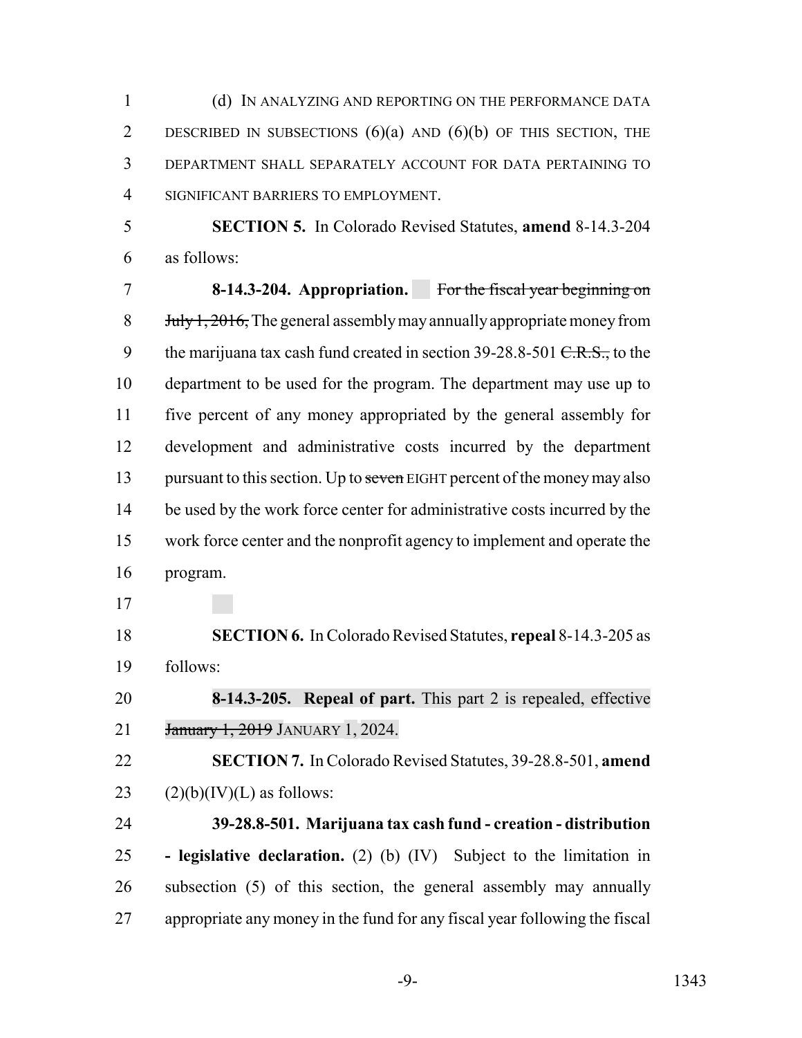(d) IN ANALYZING AND REPORTING ON THE PERFORMANCE DATA DESCRIBED IN SUBSECTIONS (6)(a) AND (6)(b) OF THIS SECTION, THE DEPARTMENT SHALL SEPARATELY ACCOUNT FOR DATA PERTAINING TO SIGNIFICANT BARRIERS TO EMPLOYMENT.

**SECTION 5.** In Colorado Revised Statutes, **amend** 8-14.3-204 as follows:

**8-14.3-204. Appropriation.** ~~For the fiscal year beginning on July 1, 2016,~~ The general assembly may annually appropriate money from the marijuana tax cash fund created in section 39-28.8-501 ~~C.R.S.,~~ to the department to be used for the program. The department may use up to five percent of any money appropriated by the general assembly for development and administrative costs incurred by the department pursuant to this section. Up to ~~seven~~ EIGHT percent of the money may also be used by the work force center for administrative costs incurred by the work force center and the nonprofit agency to implement and operate the program.

**SECTION 6.** In Colorado Revised Statutes, **repeal** 8-14.3-205 as follows:

**8-14.3-205. Repeal of part.** This part 2 is repealed, effective ~~January 1, 2019~~ JANUARY 1, 2024.

**SECTION 7.** In Colorado Revised Statutes, 39-28.8-501, **amend** (2)(b)(IV)(L) as follows:

**39-28.8-501. Marijuana tax cash fund - creation - distribution - legislative declaration.** (2) (b) (IV) Subject to the limitation in subsection (5) of this section, the general assembly may annually appropriate any money in the fund for any fiscal year following the fiscal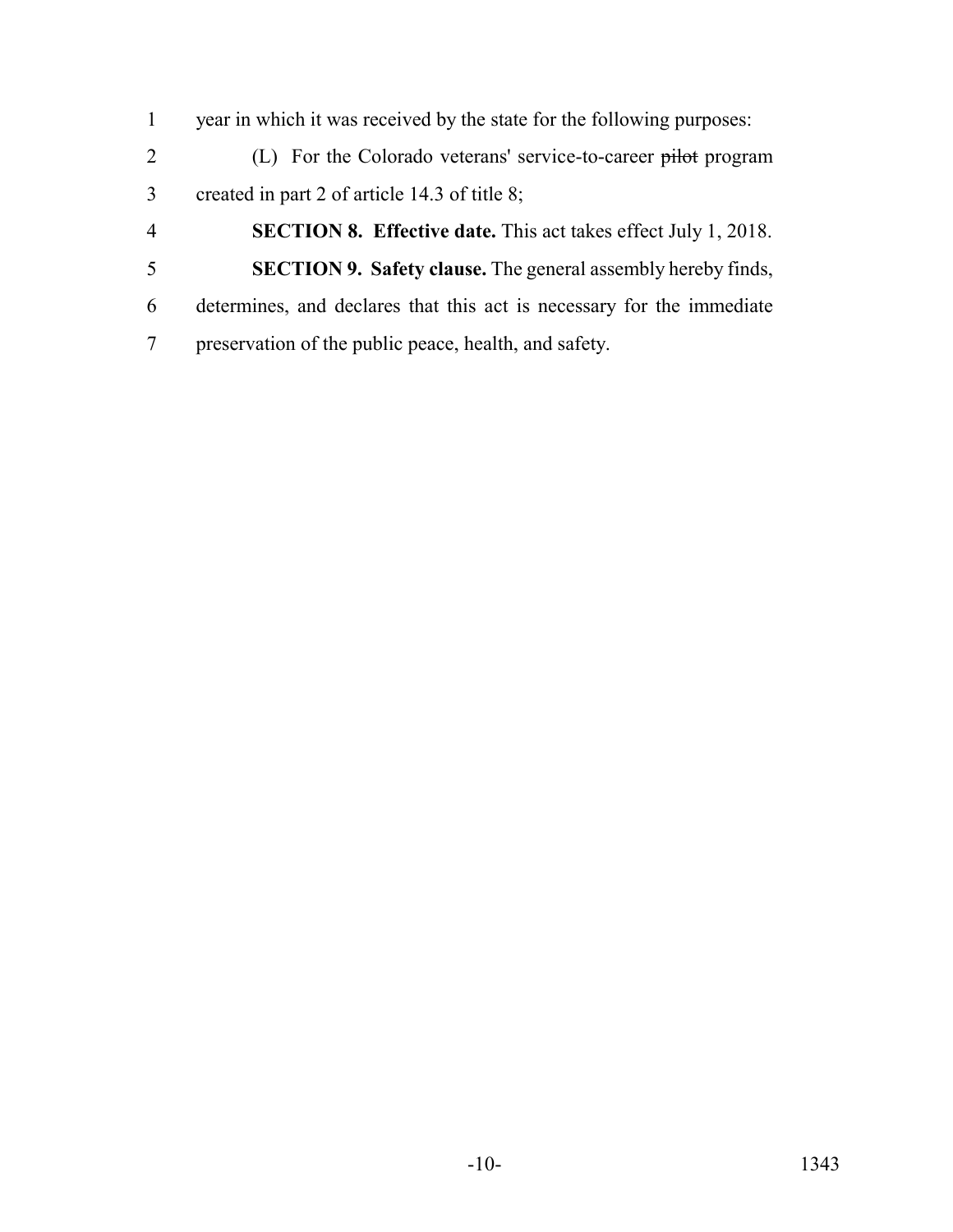year in which it was received by the state for the following purposes:

(L) For the Colorado veterans' service-to-career ~~pilot~~ program created in part 2 of article 14.3 of title 8;

**SECTION 8. Effective date.** This act takes effect July 1, 2018.

**SECTION 9. Safety clause.** The general assembly hereby finds, determines, and declares that this act is necessary for the immediate preservation of the public peace, health, and safety.